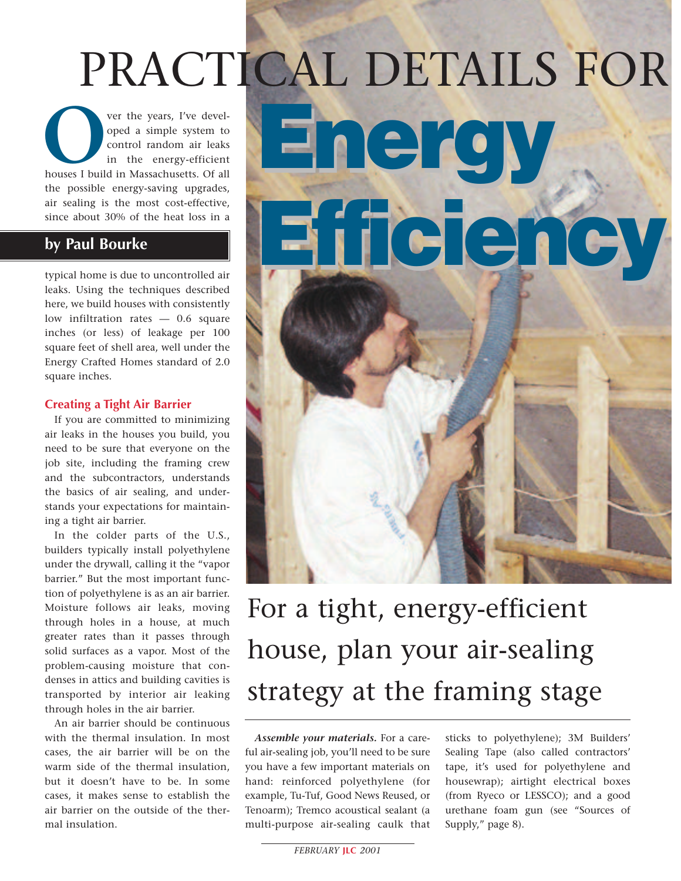# PRACTICAL DETAILS FOR Energy Efficiency

For a tight, energy-efficient house, plan your air-sealing strategy at the framing stage

**by Paul Bourke**

Over the years, I've developed a simple system to control random air leaks in the energy-efficient houses I build in Massachusetts. Of all the possible energy-saving upgrades, air sealing is the most cost-effective, since about 30% of the heat loss in a typical home is due to uncontrolled air leaks. Using the techniques described here, we build houses with consistently low infiltration rates — 0.6 square inches (or less) of leakage per 100 square feet of shell area, well under the Energy Crafted Homes standard of 2.0 square inches.

## Creating a Tight Air Barrier

If you are committed to minimizing air leaks in the houses you build, you need to be sure that everyone on the job site, including the framing crew and the subcontractors, understands the basics of air sealing, and understands your expectations for maintaining a tight air barrier.

In the colder parts of the U.S., builders typically install polyethylene under the drywall, calling it the "vapor barrier." But the most important function of polyethylene is as an air barrier. Moisture follows air leaks, moving through holes in a house, at much greater rates than it passes through solid surfaces as a vapor. Most of the problem-causing moisture that condenses in attics and building cavities is transported by interior air leaking through holes in the air barrier.

An air barrier should be continuous with the thermal insulation. In most cases, the air barrier will be on the warm side of the thermal insulation, but it doesn't have to be. In some cases, it makes sense to establish the air barrier on the outside of the thermal insulation.

***Assemble your materials.*** For a careful air-sealing job, you'll need to be sure you have a few important materials on hand: reinforced polyethylene (for example, Tu-Tuf, Good News Reused, or Tenoarm); Tremco acoustical sealant (a multi-purpose air-sealing caulk that sticks to polyethylene); 3M Builders' Sealing Tape (also called contractors' tape, it's used for polyethylene and housewrap); airtight electrical boxes (from Ryeco or LESSCO); and a good urethane foam gun (see "Sources of Supply," page 8).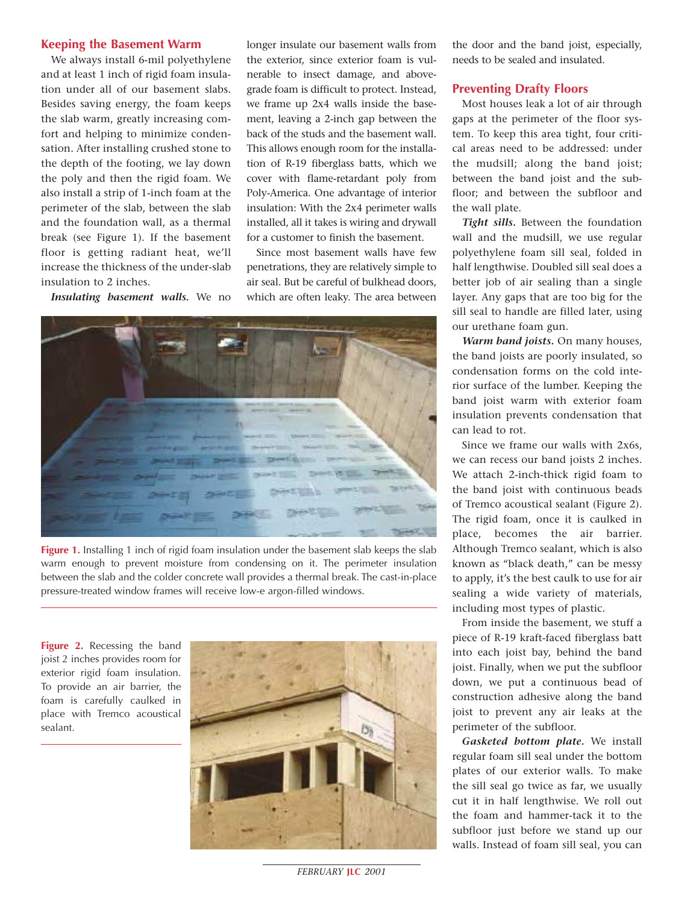## Keeping the Basement Warm

We always install 6-mil polyethylene and at least 1 inch of rigid foam insulation under all of our basement slabs. Besides saving energy, the foam keeps the slab warm, greatly increasing comfort and helping to minimize condensation. After installing crushed stone to the depth of the footing, we lay down the poly and then the rigid foam. We also install a strip of 1-inch foam at the perimeter of the slab, between the slab and the foundation wall, as a thermal break (see Figure 1). If the basement floor is getting radiant heat, we'll increase the thickness of the under-slab insulation to 2 inches.

***Insulating basement walls.*** We no longer insulate our basement walls from the exterior, since exterior foam is vulnerable to insect damage, and above-grade foam is difficult to protect. Instead, we frame up 2x4 walls inside the basement, leaving a 2-inch gap between the back of the studs and the basement wall. This allows enough room for the installation of R-19 fiberglass batts, which we cover with flame-retardant poly from Poly-America. One advantage of interior insulation: With the 2x4 perimeter walls installed, all it takes is wiring and drywall for a customer to finish the basement.

Since most basement walls have few penetrations, they are relatively simple to air seal. But be careful of bulkhead doors, which are often leaky. The area between the door and the band joist, especially, needs to be sealed and insulated.

**Figure 1.** Installing 1 inch of rigid foam insulation under the basement slab keeps the slab warm enough to prevent moisture from condensing on it. The perimeter insulation between the slab and the colder concrete wall provides a thermal break. The cast-in-place pressure-treated window frames will receive low-e argon-filled windows.

## Preventing Drafty Floors

Most houses leak a lot of air through gaps at the perimeter of the floor system. To keep this area tight, four critical areas need to be addressed: under the mudsill; along the band joist; between the band joist and the subfloor; and between the subfloor and the wall plate.

***Tight sills.*** Between the foundation wall and the mudsill, we use regular polyethylene foam sill seal, folded in half lengthwise. Doubled sill seal does a better job of air sealing than a single layer. Any gaps that are too big for the sill seal to handle are filled later, using our urethane foam gun.

***Warm band joists.*** On many houses, the band joists are poorly insulated, so condensation forms on the cold interior surface of the lumber. Keeping the band joist warm with exterior foam insulation prevents condensation that can lead to rot.

Since we frame our walls with 2x6s, we can recess our band joists 2 inches. We attach 2-inch-thick rigid foam to the band joist with continuous beads of Tremco acoustical sealant (Figure 2). The rigid foam, once it is caulked in place, becomes the air barrier. Although Tremco sealant, which is also known as "black death," can be messy to apply, it's the best caulk to use for air sealing a wide variety of materials, including most types of plastic.

From inside the basement, we stuff a piece of R-19 kraft-faced fiberglass batt into each joist bay, behind the band joist. Finally, when we put the subfloor down, we put a continuous bead of construction adhesive along the band joist to prevent any air leaks at the perimeter of the subfloor.

***Gasketed bottom plate.*** We install regular foam sill seal under the bottom plates of our exterior walls. To make the sill seal go twice as far, we usually cut it in half lengthwise. We roll out the foam and hammer-tack it to the subfloor just before we stand up our walls. Instead of foam sill seal, you can

**Figure 2.** Recessing the band joist 2 inches provides room for exterior rigid foam insulation. To provide an air barrier, the foam is carefully caulked in place with Tremco acoustical sealant.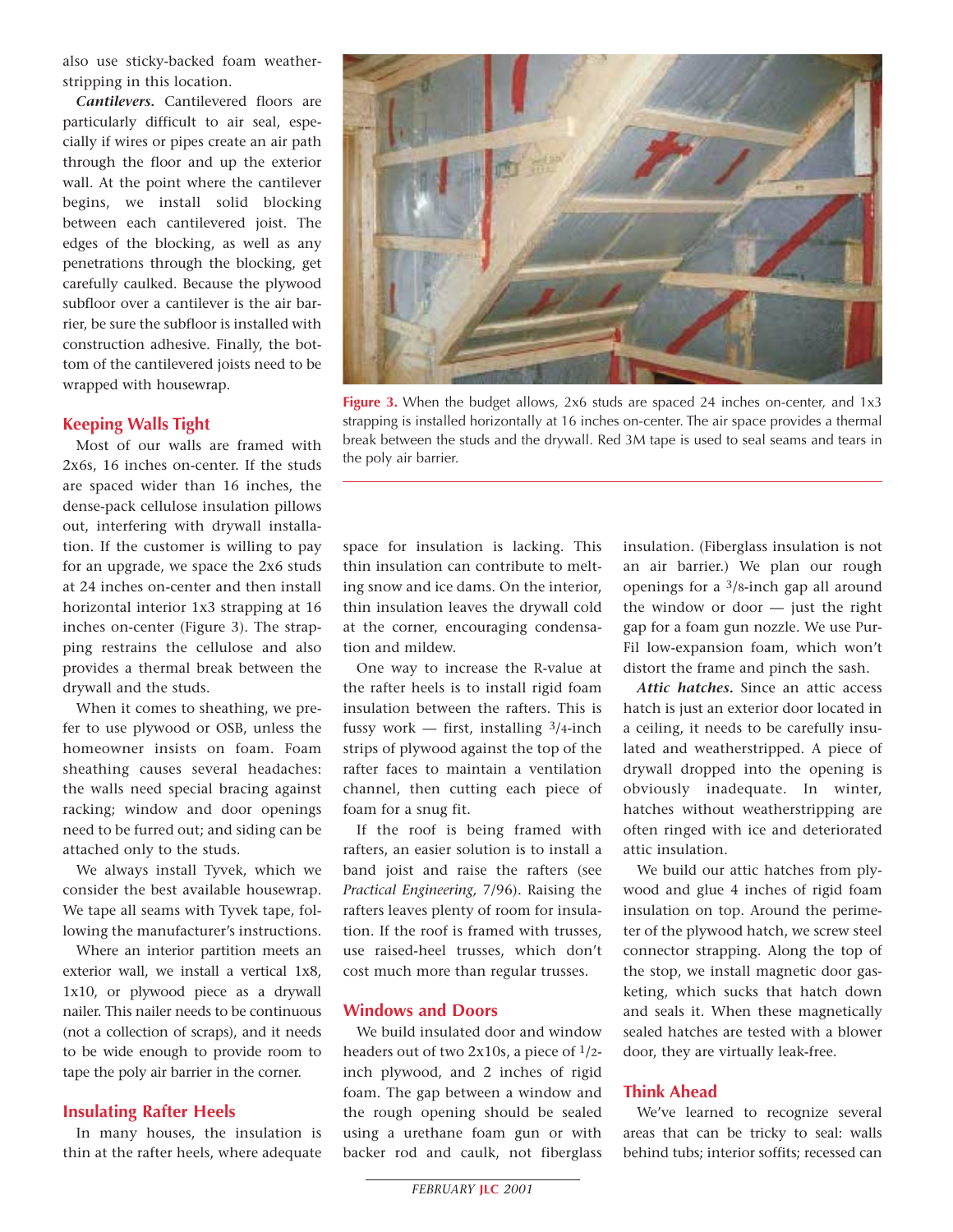also use sticky-backed foam weatherstripping in this location.

***Cantilevers.*** Cantilevered floors are particularly difficult to air seal, especially if wires or pipes create an air path through the floor and up the exterior wall. At the point where the cantilever begins, we install solid blocking between each cantilevered joist. The edges of the blocking, as well as any penetrations through the blocking, get carefully caulked. Because the plywood subfloor over a cantilever is the air barrier, be sure the subfloor is installed with construction adhesive. Finally, the bottom of the cantilevered joists need to be wrapped with housewrap.

## Keeping Walls Tight

Most of our walls are framed with 2x6s, 16 inches on-center. If the studs are spaced wider than 16 inches, the dense-pack cellulose insulation pillows out, interfering with drywall installation. If the customer is willing to pay for an upgrade, we space the 2x6 studs at 24 inches on-center and then install horizontal interior 1x3 strapping at 16 inches on-center (Figure 3). The strapping restrains the cellulose and also provides a thermal break between the drywall and the studs.

**Figure 3.** When the budget allows, 2x6 studs are spaced 24 inches on-center, and 1x3 strapping is installed horizontally at 16 inches on-center. The air space provides a thermal break between the studs and the drywall. Red 3M tape is used to seal seams and tears in the poly air barrier.

When it comes to sheathing, we prefer to use plywood or OSB, unless the homeowner insists on foam. Foam sheathing causes several headaches: the walls need special bracing against racking; window and door openings need to be furred out; and siding can be attached only to the studs.

We always install Tyvek, which we consider the best available housewrap. We tape all seams with Tyvek tape, following the manufacturer's instructions.

Where an interior partition meets an exterior wall, we install a vertical 1x8, 1x10, or plywood piece as a drywall nailer. This nailer needs to be continuous (not a collection of scraps), and it needs to be wide enough to provide room to tape the poly air barrier in the corner.

## Insulating Rafter Heels

In many houses, the insulation is thin at the rafter heels, where adequate space for insulation is lacking. This thin insulation can contribute to melting snow and ice dams. On the interior, thin insulation leaves the drywall cold at the corner, encouraging condensation and mildew.

One way to increase the R-value at the rafter heels is to install rigid foam insulation between the rafters. This is fussy work — first, installing 3/4-inch strips of plywood against the top of the rafter faces to maintain a ventilation channel, then cutting each piece of foam for a snug fit.

If the roof is being framed with rafters, an easier solution is to install a band joist and raise the rafters (see *Practical Engineering,* 7/96). Raising the rafters leaves plenty of room for insulation. If the roof is framed with trusses, use raised-heel trusses, which don't cost much more than regular trusses.

## Windows and Doors

We build insulated door and window headers out of two 2x10s, a piece of 1/2-inch plywood, and 2 inches of rigid foam. The gap between a window and the rough opening should be sealed using a urethane foam gun or with backer rod and caulk, not fiberglass insulation. (Fiberglass insulation is not an air barrier.) We plan our rough openings for a 3/8-inch gap all around the window or door — just the right gap for a foam gun nozzle. We use Pur-Fil low-expansion foam, which won't distort the frame and pinch the sash.

***Attic hatches.*** Since an attic access hatch is just an exterior door located in a ceiling, it needs to be carefully insulated and weatherstripped. A piece of drywall dropped into the opening is obviously inadequate. In winter, hatches without weatherstripping are often ringed with ice and deteriorated attic insulation.

We build our attic hatches from plywood and glue 4 inches of rigid foam insulation on top. Around the perimeter of the plywood hatch, we screw steel connector strapping. Along the top of the stop, we install magnetic door gasketing, which sucks that hatch down and seals it. When these magnetically sealed hatches are tested with a blower door, they are virtually leak-free.

## Think Ahead

We've learned to recognize several areas that can be tricky to seal: walls behind tubs; interior soffits; recessed can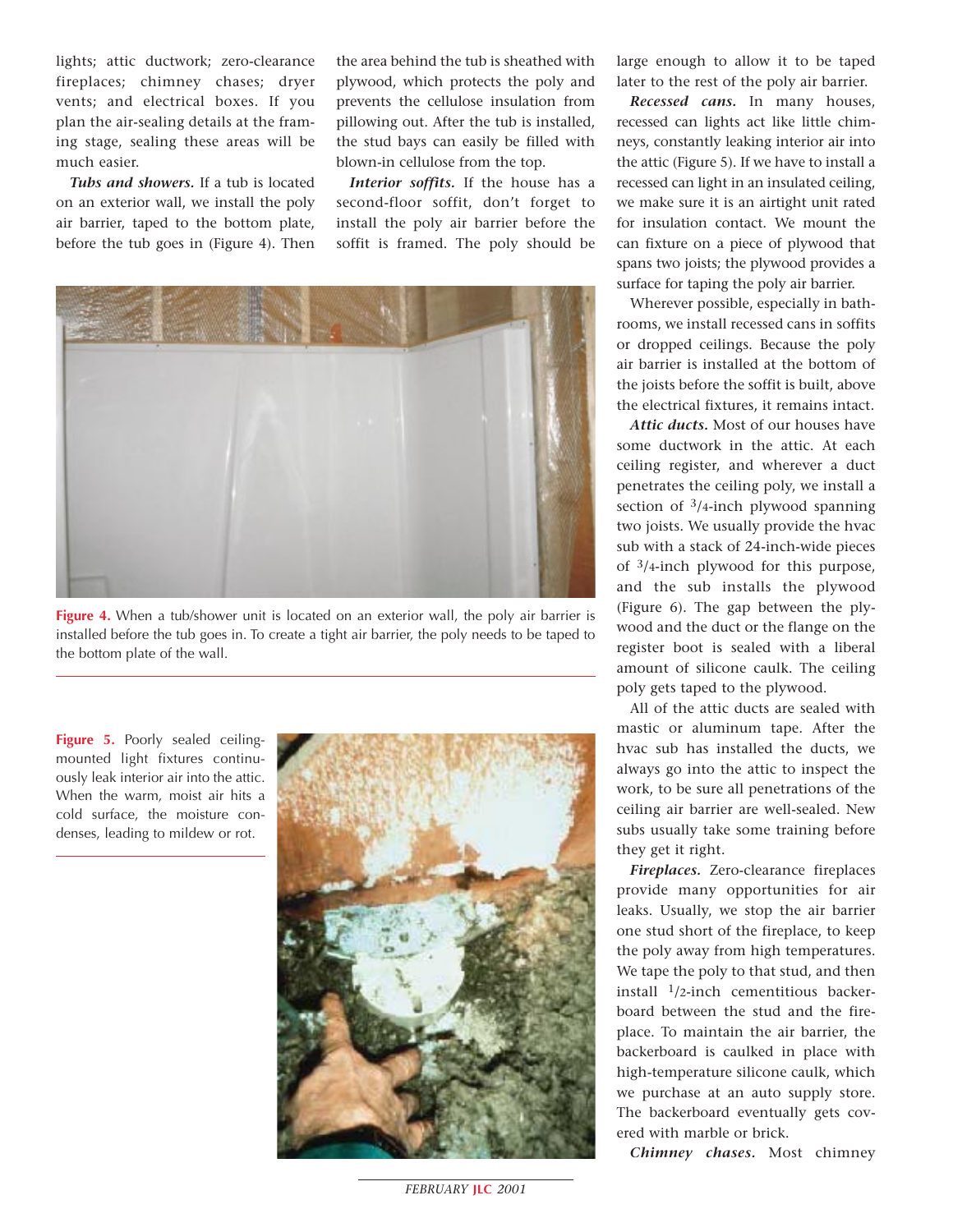lights; attic ductwork; zero-clearance fireplaces; chimney chases; dryer vents; and electrical boxes. If you plan the air-sealing details at the framing stage, sealing these areas will be much easier.

***Tubs and showers.*** If a tub is located on an exterior wall, we install the poly air barrier, taped to the bottom plate, before the tub goes in (Figure 4). Then the area behind the tub is sheathed with plywood, which protects the poly and prevents the cellulose insulation from pillowing out. After the tub is installed, the stud bays can easily be filled with blown-in cellulose from the top.

***Interior soffits.*** If the house has a second-floor soffit, don't forget to install the poly air barrier before the soffit is framed. The poly should be large enough to allow it to be taped later to the rest of the poly air barrier.

**Figure 4.** When a tub/shower unit is located on an exterior wall, the poly air barrier is installed before the tub goes in. To create a tight air barrier, the poly needs to be taped to the bottom plate of the wall.

**Figure 5.** Poorly sealed ceiling-mounted light fixtures continuously leak interior air into the attic. When the warm, moist air hits a cold surface, the moisture condenses, leading to mildew or rot.

***Recessed cans.*** In many houses, recessed can lights act like little chimneys, constantly leaking interior air into the attic (Figure 5). If we have to install a recessed can light in an insulated ceiling, we make sure it is an airtight unit rated for insulation contact. We mount the can fixture on a piece of plywood that spans two joists; the plywood provides a surface for taping the poly air barrier.

Wherever possible, especially in bathrooms, we install recessed cans in soffits or dropped ceilings. Because the poly air barrier is installed at the bottom of the joists before the soffit is built, above the electrical fixtures, it remains intact.

***Attic ducts.*** Most of our houses have some ductwork in the attic. At each ceiling register, and wherever a duct penetrates the ceiling poly, we install a section of 3/4-inch plywood spanning two joists. We usually provide the hvac sub with a stack of 24-inch-wide pieces of 3/4-inch plywood for this purpose, and the sub installs the plywood (Figure 6). The gap between the plywood and the duct or the flange on the register boot is sealed with a liberal amount of silicone caulk. The ceiling poly gets taped to the plywood.

All of the attic ducts are sealed with mastic or aluminum tape. After the hvac sub has installed the ducts, we always go into the attic to inspect the work, to be sure all penetrations of the ceiling air barrier are well-sealed. New subs usually take some training before they get it right.

***Fireplaces.*** Zero-clearance fireplaces provide many opportunities for air leaks. Usually, we stop the air barrier one stud short of the fireplace, to keep the poly away from high temperatures. We tape the poly to that stud, and then install 1/2-inch cementitious backerboard between the stud and the fireplace. To maintain the air barrier, the backerboard is caulked in place with high-temperature silicone caulk, which we purchase at an auto supply store. The backerboard eventually gets covered with marble or brick.

***Chimney chases.*** Most chimney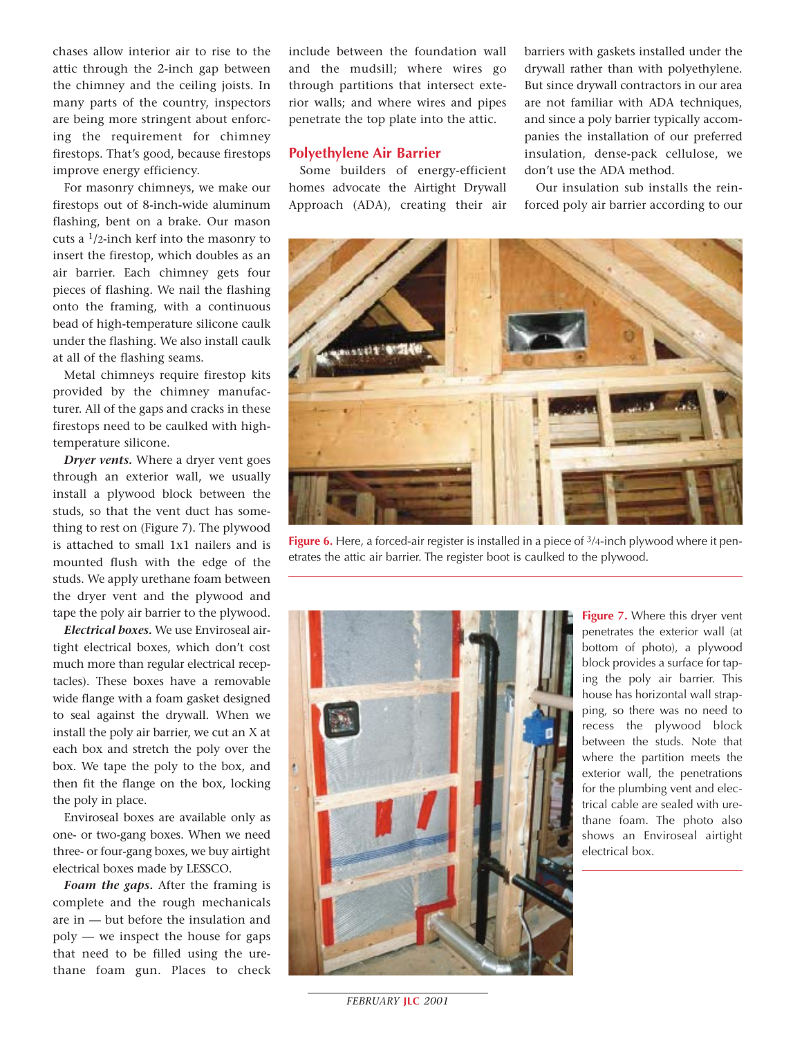chases allow interior air to rise to the attic through the 2-inch gap between the chimney and the ceiling joists. In many parts of the country, inspectors are being more stringent about enforcing the requirement for chimney firestops. That's good, because firestops improve energy efficiency.

For masonry chimneys, we make our firestops out of 8-inch-wide aluminum flashing, bent on a brake. Our mason cuts a 1/2-inch kerf into the masonry to insert the firestop, which doubles as an air barrier. Each chimney gets four pieces of flashing. We nail the flashing onto the framing, with a continuous bead of high-temperature silicone caulk under the flashing. We also install caulk at all of the flashing seams.

Metal chimneys require firestop kits provided by the chimney manufacturer. All of the gaps and cracks in these firestops need to be caulked with high-temperature silicone.

***Dryer vents.*** Where a dryer vent goes through an exterior wall, we usually install a plywood block between the studs, so that the vent duct has something to rest on (Figure 7). The plywood is attached to small 1x1 nailers and is mounted flush with the edge of the studs. We apply urethane foam between the dryer vent and the plywood and tape the poly air barrier to the plywood.

***Electrical boxes.*** We use Enviroseal airtight electrical boxes, which don't cost much more than regular electrical receptacles). These boxes have a removable wide flange with a foam gasket designed to seal against the drywall. When we install the poly air barrier, we cut an X at each box and stretch the poly over the box. We tape the poly to the box, and then fit the flange on the box, locking the poly in place.

Enviroseal boxes are available only as one- or two-gang boxes. When we need three- or four-gang boxes, we buy airtight electrical boxes made by LESSCO.

***Foam the gaps.*** After the framing is complete and the rough mechanicals are in — but before the insulation and poly — we inspect the house for gaps that need to be filled using the urethane foam gun. Places to check include between the foundation wall and the mudsill; where wires go through partitions that intersect exterior walls; and where wires and pipes penetrate the top plate into the attic.

## Polyethylene Air Barrier

Some builders of energy-efficient homes advocate the Airtight Drywall Approach (ADA), creating their air barriers with gaskets installed under the drywall rather than with polyethylene. But since drywall contractors in our area are not familiar with ADA techniques, and since a poly barrier typically accompanies the installation of our preferred insulation, dense-pack cellulose, we don't use the ADA method.

Our insulation sub installs the reinforced poly air barrier according to our

**Figure 6.** Here, a forced-air register is installed in a piece of 3/4-inch plywood where it penetrates the attic air barrier. The register boot is caulked to the plywood.

**Figure 7.** Where this dryer vent penetrates the exterior wall (at bottom of photo), a plywood block provides a surface for taping the poly air barrier. This house has horizontal wall strapping, so there was no need to recess the plywood block between the studs. Note that where the partition meets the exterior wall, the penetrations for the plumbing vent and electrical cable are sealed with urethane foam. The photo also shows an Enviroseal airtight electrical box.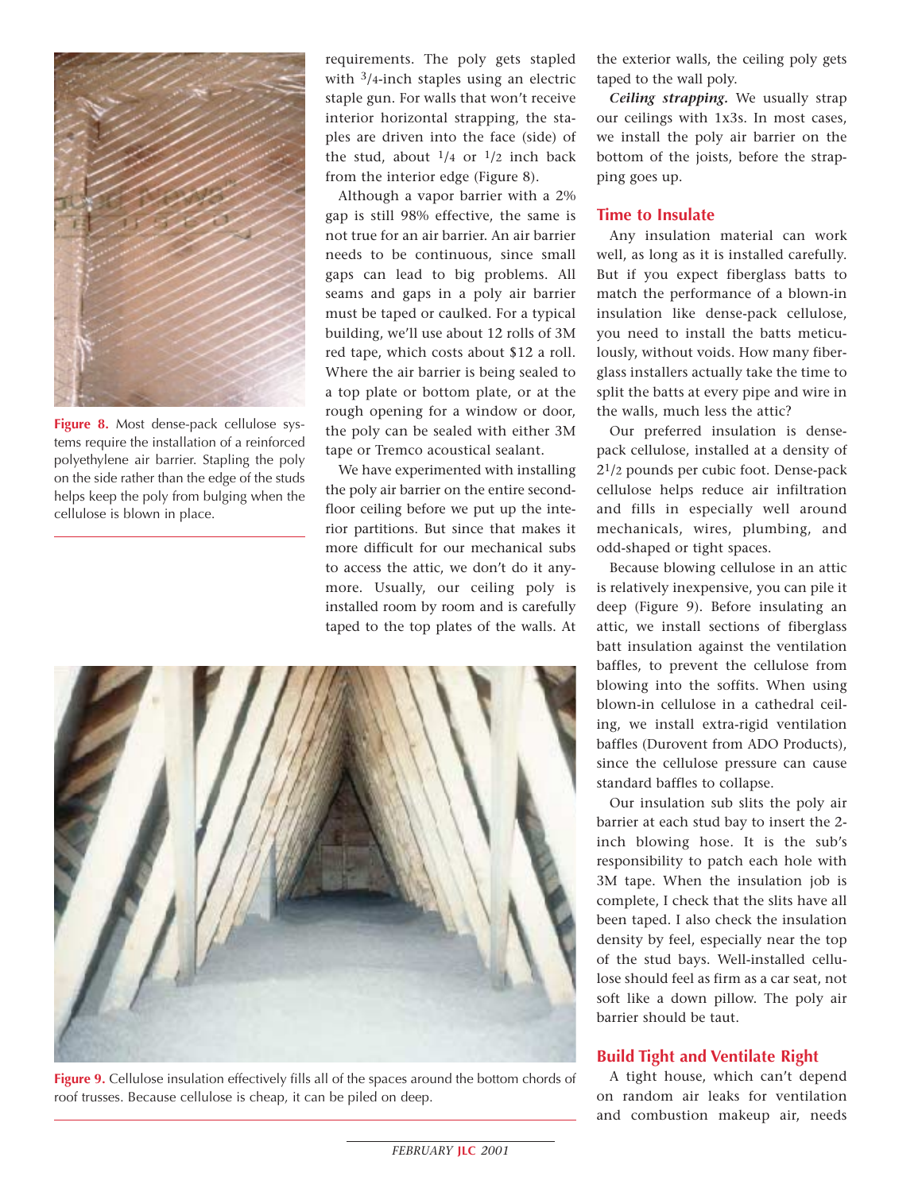Figure 8. Most dense-pack cellulose systems require the installation of a reinforced polyethylene air barrier. Stapling the poly on the side rather than the edge of the studs helps keep the poly from bulging when the cellulose is blown in place.

requirements. The poly gets stapled with 3/4-inch staples using an electric staple gun. For walls that won't receive interior horizontal strapping, the staples are driven into the face (side) of the stud, about 1/4 or 1/2 inch back from the interior edge (Figure 8).

Although a vapor barrier with a 2% gap is still 98% effective, the same is not true for an air barrier. An air barrier needs to be continuous, since small gaps can lead to big problems. All seams and gaps in a poly air barrier must be taped or caulked. For a typical building, we'll use about 12 rolls of 3M red tape, which costs about $12 a roll. Where the air barrier is being sealed to a top plate or bottom plate, or at the rough opening for a window or door, the poly can be sealed with either 3M tape or Tremco acoustical sealant.

We have experimented with installing the poly air barrier on the entire second-floor ceiling before we put up the interior partitions. But since that makes it more difficult for our mechanical subs to access the attic, we don't do it anymore. Usually, our ceiling poly is installed room by room and is carefully taped to the top plates of the walls. At the exterior walls, the ceiling poly gets taped to the wall poly.

***Ceiling strapping.*** We usually strap our ceilings with 1x3s. In most cases, we install the poly air barrier on the bottom of the joists, before the strapping goes up.

## Time to Insulate

Any insulation material can work well, as long as it is installed carefully. But if you expect fiberglass batts to match the performance of a blown-in insulation like dense-pack cellulose, you need to install the batts meticulously, without voids. How many fiberglass installers actually take the time to split the batts at every pipe and wire in the walls, much less the attic?

Our preferred insulation is dense-pack cellulose, installed at a density of 2 1/2 pounds per cubic foot. Dense-pack cellulose helps reduce air infiltration and fills in especially well around mechanicals, wires, plumbing, and odd-shaped or tight spaces.

Because blowing cellulose in an attic is relatively inexpensive, you can pile it deep (Figure 9). Before insulating an attic, we install sections of fiberglass batt insulation against the ventilation baffles, to prevent the cellulose from blowing into the soffits. When using blown-in cellulose in a cathedral ceiling, we install extra-rigid ventilation baffles (Durovent from ADO Products), since the cellulose pressure can cause standard baffles to collapse.

Our insulation sub slits the poly air barrier at each stud bay to insert the 2-inch blowing hose. It is the sub's responsibility to patch each hole with 3M tape. When the insulation job is complete, I check that the slits have all been taped. I also check the insulation density by feel, especially near the top of the stud bays. Well-installed cellulose should feel as firm as a car seat, not soft like a down pillow. The poly air barrier should be taut.

Figure 9. Cellulose insulation effectively fills all of the spaces around the bottom chords of roof trusses. Because cellulose is cheap, it can be piled on deep.

## Build Tight and Ventilate Right

A tight house, which can't depend on random air leaks for ventilation and combustion makeup air, needs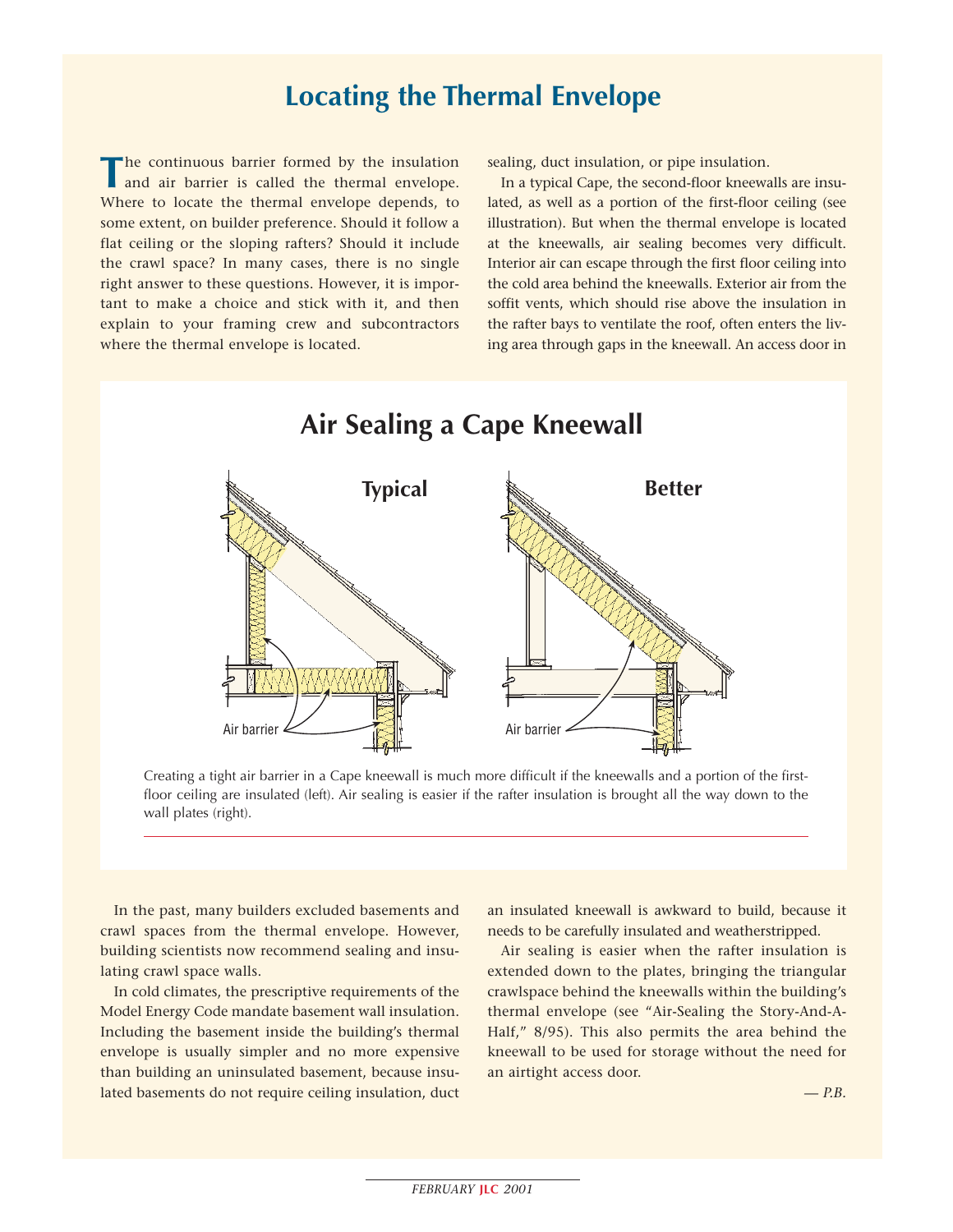## Locating the Thermal Envelope

The continuous barrier formed by the insulation and air barrier is called the thermal envelope. Where to locate the thermal envelope depends, to some extent, on builder preference. Should it follow a flat ceiling or the sloping rafters? Should it include the crawl space? In many cases, there is no single right answer to these questions. However, it is important to make a choice and stick with it, and then explain to your framing crew and subcontractors where the thermal envelope is located.

In the past, many builders excluded basements and crawl spaces from the thermal envelope. However, building scientists now recommend sealing and insulating crawl space walls.

In cold climates, the prescriptive requirements of the Model Energy Code mandate basement wall insulation. Including the basement inside the building's thermal envelope is usually simpler and no more expensive than building an uninsulated basement, because insulated basements do not require ceiling insulation, duct sealing, duct insulation, or pipe insulation.

In a typical Cape, the second-floor kneewalls are insulated, as well as a portion of the first-floor ceiling (see illustration). But when the thermal envelope is located at the kneewalls, air sealing becomes very difficult. Interior air can escape through the first floor ceiling into the cold area behind the kneewalls. Exterior air from the soffit vents, which should rise above the insulation in the rafter bays to ventilate the roof, often enters the living area through gaps in the kneewall. An access door in an insulated kneewall is awkward to build, because it needs to be carefully insulated and weatherstripped.

Air sealing is easier when the rafter insulation is extended down to the plates, bringing the triangular crawlspace behind the kneewalls within the building's thermal envelope (see "Air-Sealing the Story-And-A-Half," 8/95). This also permits the area behind the kneewall to be used for storage without the need for an airtight access door.

*— P.B.*

### Air Sealing a Cape Kneewall

**Typical** | **Better**

Air barrier | Air barrier

Creating a tight air barrier in a Cape kneewall is much more difficult if the kneewalls and a portion of the first-floor ceiling are insulated (left). Air sealing is easier if the rafter insulation is brought all the way down to the wall plates (right).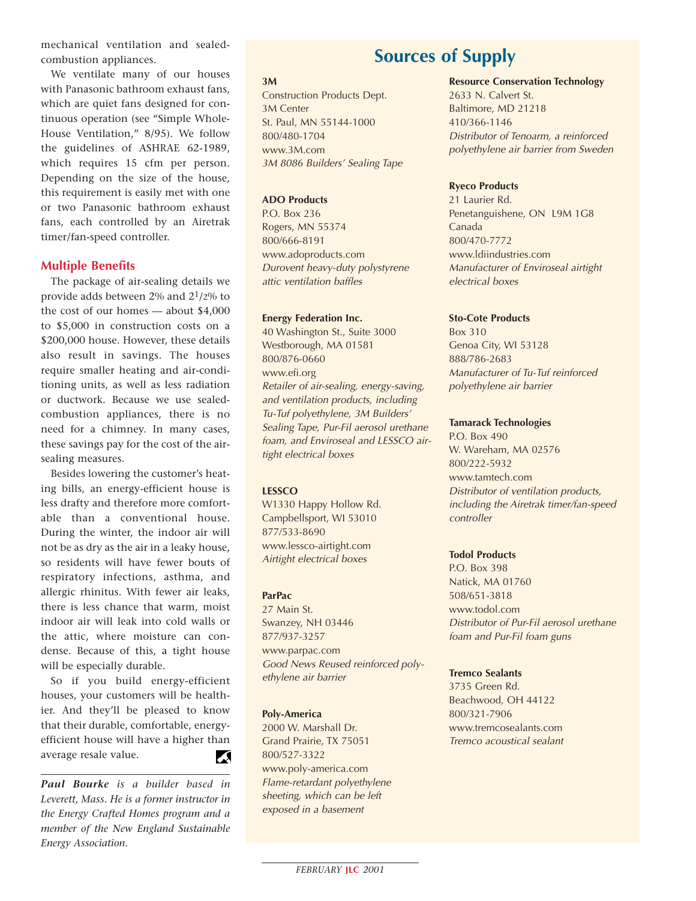mechanical ventilation and sealed-combustion appliances.

We ventilate many of our houses with Panasonic bathroom exhaust fans, which are quiet fans designed for continuous operation (see "Simple Whole-House Ventilation," 8/95). We follow the guidelines of ASHRAE 62-1989, which requires 15 cfm per person. Depending on the size of the house, this requirement is easily met with one or two Panasonic bathroom exhaust fans, each controlled by an Airetrak timer/fan-speed controller.

## Multiple Benefits

The package of air-sealing details we provide adds between 2% and 2 1/2% to the cost of our homes — about $4,000 to $5,000 in construction costs on a $200,000 house. However, these details also result in savings. The houses require smaller heating and air-conditioning units, as well as less radiation or ductwork. Because we use sealed-combustion appliances, there is no need for a chimney. In many cases, these savings pay for the cost of the air-sealing measures.

Besides lowering the customer's heating bills, an energy-efficient house is less drafty and therefore more comfortable than a conventional house. During the winter, the indoor air will not be as dry as the air in a leaky house, so residents will have fewer bouts of respiratory infections, asthma, and allergic rhinitis. With fewer air leaks, there is less chance that warm, moist indoor air will leak into cold walls or the attic, where moisture can condense. Because of this, a tight house will be especially durable.

So if you build energy-efficient houses, your customers will be healthier. And they'll be pleased to know that their durable, comfortable, energy-efficient house will have a higher than average resale value.

---

***Paul Bourke** is a builder based in Leverett, Mass. He is a former instructor in the Energy Crafted Homes program and a member of the New England Sustainable Energy Association.*

## Sources of Supply

**3M**
Construction Products Dept.
3M Center
St. Paul, MN 55144-1000
800/480-1704
www.3M.com
*3M 8086 Builders' Sealing Tape*

**ADO Products**
P.O. Box 236
Rogers, MN 55374
800/666-8191
www.adoproducts.com
*Durovent heavy-duty polystyrene attic ventilation baffles*

**Energy Federation Inc.**
40 Washington St., Suite 3000
Westborough, MA 01581
800/876-0660
www.efi.org
*Retailer of air-sealing, energy-saving, and ventilation products, including Tu-Tuf polyethylene, 3M Builders' Sealing Tape, Pur-Fil aerosol urethane foam, and Enviroseal and LESSCO airtight electrical boxes*

**LESSCO**
W1330 Happy Hollow Rd.
Campbellsport, WI 53010
877/533-8690
www.lessco-airtight.com
*Airtight electrical boxes*

**ParPac**
27 Main St.
Swanzey, NH 03446
877/937-3257
www.parpac.com
*Good News Reused reinforced polyethylene air barrier*

**Poly-America**
2000 W. Marshall Dr.
Grand Prairie, TX 75051
800/527-3322
www.poly-america.com
*Flame-retardant polyethylene sheeting, which can be left exposed in a basement*

**Resource Conservation Technology**
2633 N. Calvert St.
Baltimore, MD 21218
410/366-1146
*Distributor of Tenoarm, a reinforced polyethylene air barrier from Sweden*

**Ryeco Products**
21 Laurier Rd.
Penetanguishene, ON L9M 1G8
Canada
800/470-7772
www.ldiindustries.com
*Manufacturer of Enviroseal airtight electrical boxes*

**Sto-Cote Products**
Box 310
Genoa City, WI 53128
888/786-2683
*Manufacturer of Tu-Tuf reinforced polyethylene air barrier*

**Tamarack Technologies**
P.O. Box 490
W. Wareham, MA 02576
800/222-5932
www.tamtech.com
*Distributor of ventilation products, including the Airetrak timer/fan-speed controller*

**Todol Products**
P.O. Box 398
Natick, MA 01760
508/651-3818
www.todol.com
*Distributor of Pur-Fil aerosol urethane foam and Pur-Fil foam guns*

**Tremco Sealants**
3735 Green Rd.
Beachwood, OH 44122
800/321-7906
www.tremcosealants.com
*Tremco acoustical sealant*